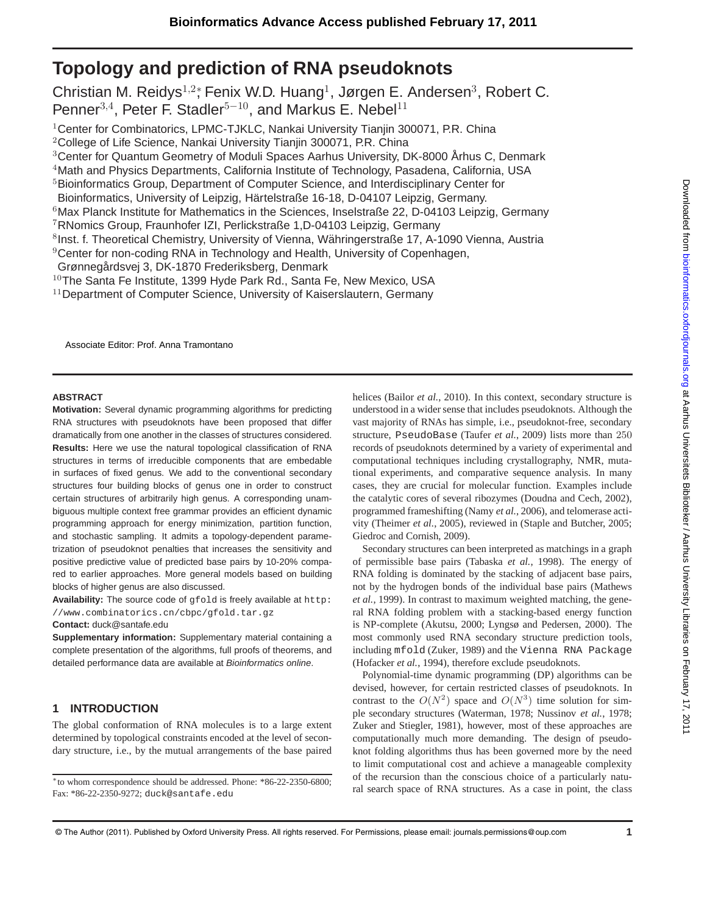# Topology and prediction of RNA pseudoknots

Christian M. Reidys[1,2*], Fenix W.D. Huang[1], Jørgen E. Andersen[3], Robert C. Penner[3,4], Peter F. Stadler[5−10], and Markus E. Nebel[11]

[1]Center for Combinatorics, LPMC-TJKLC, Nankai University Tianjin 300071, P.R. China
[2]College of Life Science, Nankai University Tianjin 300071, P.R. China
[3]Center for Quantum Geometry of Moduli Spaces Aarhus University, DK-8000 Århus C, Denmark
[4]Math and Physics Departments, California Institute of Technology, Pasadena, California, USA
[5]Bioinformatics Group, Department of Computer Science, and Interdisciplinary Center for Bioinformatics, University of Leipzig, Härtelstraße 16-18, D-04107 Leipzig, Germany.
[6]Max Planck Institute for Mathematics in the Sciences, Inselstraße 22, D-04103 Leipzig, Germany
[7]RNomics Group, Fraunhofer IZI, Perlickstraße 1,D-04103 Leipzig, Germany
[8]Inst. f. Theoretical Chemistry, University of Vienna, Währingerstraße 17, A-1090 Vienna, Austria
[9]Center for non-coding RNA in Technology and Health, University of Copenhagen, Grønnegårdsvej 3, DK-1870 Frederiksberg, Denmark
[10]The Santa Fe Institute, 1399 Hyde Park Rd., Santa Fe, New Mexico, USA
[11]Department of Computer Science, University of Kaiserslautern, Germany

Associate Editor: Prof. Anna Tramontano

### ABSTRACT

**Motivation:** Several dynamic programming algorithms for predicting RNA structures with pseudoknots have been proposed that differ dramatically from one another in the classes of structures considered.
**Results:** Here we use the natural topological classification of RNA structures in terms of irreducible components that are embedable in surfaces of fixed genus. We add to the conventional secondary structures four building blocks of genus one in order to construct certain structures of arbitrarily high genus. A corresponding unambiguous multiple context free grammar provides an efficient dynamic programming approach for energy minimization, partition function, and stochastic sampling. It admits a topology-dependent parametrization of pseudoknot penalties that increases the sensitivity and positive predictive value of predicted base pairs by 10-20% compared to earlier approaches. More general models based on building blocks of higher genus are also discussed.
**Availability:** The source code of `gfold` is freely available at `http://www.combinatorics.cn/cbpc/gfold.tar.gz`
**Contact:** duck@santafe.edu
**Supplementary information:** Supplementary material containing a complete presentation of the algorithms, full proofs of theorems, and detailed performance data are available at *Bioinformatics online*.

## 1 INTRODUCTION

The global conformation of RNA molecules is to a large extent determined by topological constraints encoded at the level of secondary structure, i.e., by the mutual arrangements of the base paired helices (Bailor *et al.*, 2010). In this context, secondary structure is understood in a wider sense that includes pseudoknots. Although the vast majority of RNAs has simple, i.e., pseudoknot-free, secondary structure, `PseudoBase` (Taufer *et al.*, 2009) lists more than 250 records of pseudoknots determined by a variety of experimental and computational techniques including crystallography, NMR, mutational experiments, and comparative sequence analysis. In many cases, they are crucial for molecular function. Examples include the catalytic cores of several ribozymes (Doudna and Cech, 2002), programmed frameshifting (Namy *et al.*, 2006), and telomerase activity (Theimer *et al.*, 2005), reviewed in (Staple and Butcher, 2005; Giedroc and Cornish, 2009).

Secondary structures can been interpreted as matchings in a graph of permissible base pairs (Tabaska *et al.*, 1998). The energy of RNA folding is dominated by the stacking of adjacent base pairs, not by the hydrogen bonds of the individual base pairs (Mathews *et al.*, 1999). In contrast to maximum weighted matching, the general RNA folding problem with a stacking-based energy function is NP-complete (Akutsu, 2000; Lyngsø and Pedersen, 2000). The most commonly used RNA secondary structure prediction tools, including `mfold` (Zuker, 1989) and the `Vienna RNA Package` (Hofacker *et al.*, 1994), therefore exclude pseudoknots.

Polynomial-time dynamic programming (DP) algorithms can be devised, however, for certain restricted classes of pseudoknots. In contrast to the $O(N^2)$ space and $O(N^3)$ time solution for simple secondary structures (Waterman, 1978; Nussinov *et al.*, 1978; Zuker and Stiegler, 1981), however, most of these approaches are computationally much more demanding. The design of pseudoknot folding algorithms thus has been governed more by the need to limit computational cost and achieve a manageable complexity of the recursion than the conscious choice of a particularly natural search space of RNA structures. As a case in point, the class

*to whom correspondence should be addressed. Phone: *86-22-2350-6800; Fax: *86-22-2350-9272; duck@santafe.edu

© The Author (2011). Published by Oxford University Press. All rights reserved. For Permissions, please email: journals.permissions@oup.com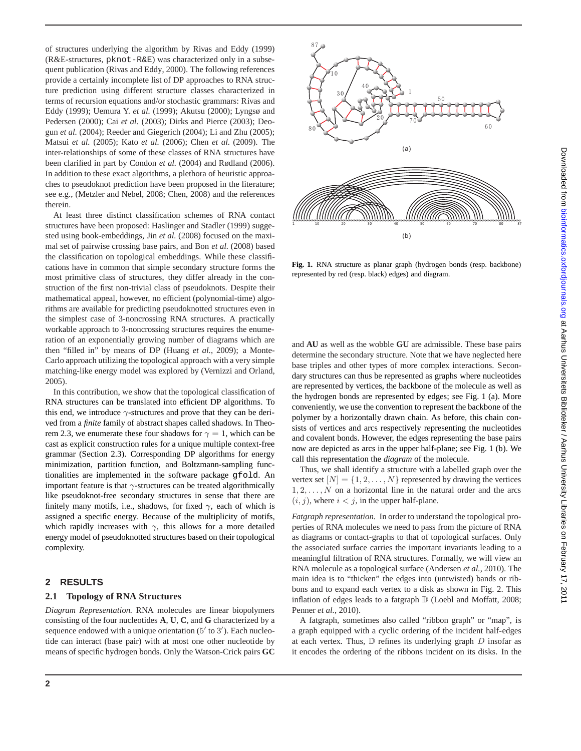of structures underlying the algorithm by Rivas and Eddy (1999) (R&E-structures, pknot-R&E) was characterized only in a subsequent publication (Rivas and Eddy, 2000). The following references provide a certainly incomplete list of DP approaches to RNA structure prediction using different structure classes characterized in terms of recursion equations and/or stochastic grammars: Rivas and Eddy (1999); Uemura Y. *et al.* (1999); Akutsu (2000); Lyngsø and Pedersen (2000); Cai *et al.* (2003); Dirks and Pierce (2003); Deogun *et al.* (2004); Reeder and Giegerich (2004); Li and Zhu (2005); Matsui *et al.* (2005); Kato *et al.* (2006); Chen *et al.* (2009). The inter-relationships of some of these classes of RNA structures have been clarified in part by Condon *et al.* (2004) and Rødland (2006). In addition to these exact algorithms, a plethora of heuristic approaches to pseudoknot prediction have been proposed in the literature; see e.g., (Metzler and Nebel, 2008; Chen, 2008) and the references therein.

At least three distinct classification schemes of RNA contact structures have been proposed: Haslinger and Stadler (1999) suggested using book-embeddings, Jin *et al.* (2008) focused on the maximal set of pairwise crossing base pairs, and Bon *et al.* (2008) based the classification on topological embeddings. While these classifications have in common that simple secondary structure forms the most primitive class of structures, they differ already in the construction of the first non-trivial class of pseudoknots. Despite their mathematical appeal, however, no efficient (polynomial-time) algorithms are available for predicting pseudoknotted structures even in the simplest case of 3-noncrossing RNA structures. A practically workable approach to 3-noncrossing structures requires the enumeration of an exponentially growing number of diagrams which are then "filled in" by means of DP (Huang *et al.*, 2009); a Monte-Carlo approach utilizing the topological approach with a very simple matching-like energy model was explored by (Vernizzi and Orland, 2005).

In this contribution, we show that the topological classification of RNA structures can be translated into efficient DP algorithms. To this end, we introduce $\gamma$-structures and prove that they can be derived from a *finite* family of abstract shapes called shadows. In Theorem 2.3, we enumerate these four shadows for $\gamma = 1$, which can be cast as explicit construction rules for a unique multiple context-free grammar (Section 2.3). Corresponding DP algorithms for energy minimization, partition function, and Boltzmann-sampling functionalities are implemented in the software package gfold. An important feature is that $\gamma$-structures can be treated algorithmically like pseudoknot-free secondary structures in sense that there are finitely many motifs, i.e., shadows, for fixed $\gamma$, each of which is assigned a specific energy. Because of the multiplicity of motifs, which rapidly increases with $\gamma$, this allows for a more detailed energy model of pseudoknotted structures based on their topological complexity.

**Fig. 1.** RNA structure as planar graph (hydrogen bonds (resp. backbone) represented by red (resp. black) edges) and diagram.

## 2 RESULTS

### 2.1 Topology of RNA Structures

*Diagram Representation.* RNA molecules are linear biopolymers consisting of the four nucleotides **A**, **U**, **C**, and **G** characterized by a sequence endowed with a unique orientation ($5'$ to $3'$). Each nucleotide can interact (base pair) with at most one other nucleotide by means of specific hydrogen bonds. Only the Watson-Crick pairs **GC** and **AU** as well as the wobble **GU** are admissible. These base pairs determine the secondary structure. Note that we have neglected here base triples and other types of more complex interactions. Secondary structures can thus be represented as graphs where nucleotides are represented by vertices, the backbone of the molecule as well as the hydrogen bonds are represented by edges; see Fig. 1 (a). More conveniently, we use the convention to represent the backbone of the polymer by a horizontally drawn chain. As before, this chain consists of vertices and arcs respectively representing the nucleotides and covalent bonds. However, the edges representing the base pairs now are depicted as arcs in the upper half-plane; see Fig. 1 (b). We call this representation the *diagram* of the molecule.

Thus, we shall identify a structure with a labelled graph over the vertex set $[N] = \{1, 2, \ldots, N\}$ represented by drawing the vertices $1, 2, \ldots, N$ on a horizontal line in the natural order and the arcs $(i, j)$, where $i < j$, in the upper half-plane.

*Fatgraph representation.* In order to understand the topological properties of RNA molecules we need to pass from the picture of RNA as diagrams or contact-graphs to that of topological surfaces. Only the associated surface carries the important invariants leading to a meaningful filtration of RNA structures. Formally, we will view an RNA molecule as a topological surface (Andersen *et al.*, 2010). The main idea is to "thicken" the edges into (untwisted) bands or ribbons and to expand each vertex to a disk as shown in Fig. 2. This inflation of edges leads to a fatgraph $\mathbb{D}$ (Loebl and Moffatt, 2008; Penner *et al.*, 2010).

A fatgraph, sometimes also called "ribbon graph" or "map", is a graph equipped with a cyclic ordering of the incident half-edges at each vertex. Thus, $\mathbb{D}$ refines its underlying graph $D$ insofar as it encodes the ordering of the ribbons incident on its disks. In the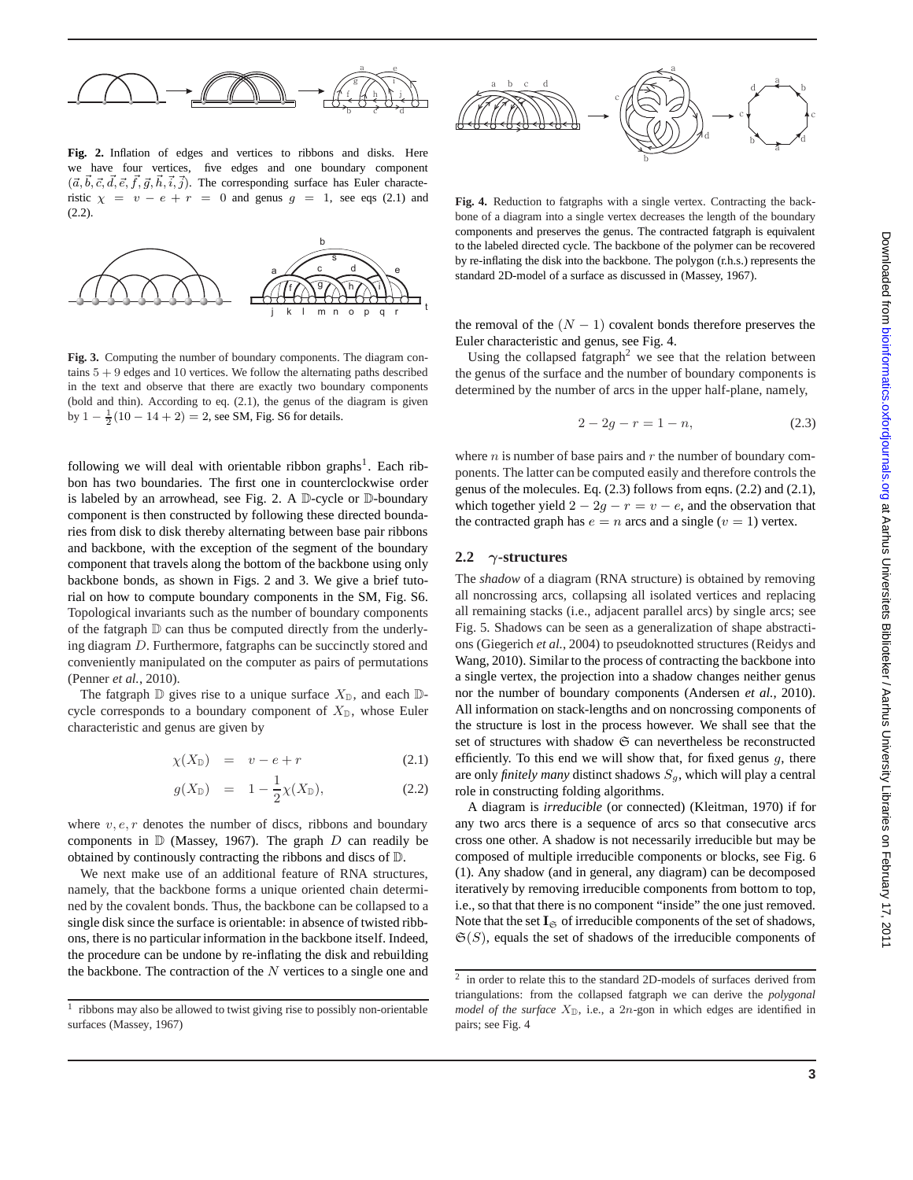**Fig. 2.** Inflation of edges and vertices to ribbons and disks. Here we have four vertices, five edges and one boundary component $(\vec{a}, \vec{b}, \vec{c}, \vec{d}, \vec{e}, \vec{f}, \vec{g}, \vec{h}, \vec{i}, \vec{j})$. The corresponding surface has Euler characteristic $\chi = v - e + r = 0$ and genus $g = 1$, see eqs (2.1) and (2.2).

**Fig. 3.** Computing the number of boundary components. The diagram contains $5 + 9$ edges and 10 vertices. We follow the alternating paths described in the text and observe that there are exactly two boundary components (bold and thin). According to eq. (2.1), the genus of the diagram is given by $1 - \frac{1}{2}(10 - 14 + 2) = 2$, see SM, Fig. S6 for details.

following we will deal with orientable ribbon graphs[1]. Each ribbon has two boundaries. The first one in counterclockwise order is labeled by an arrowhead, see Fig. 2. A $\mathbb{D}$-cycle or $\mathbb{D}$-boundary component is then constructed by following these directed boundaries from disk to disk thereby alternating between base pair ribbons and backbone, with the exception of the segment of the boundary component that travels along the bottom of the backbone using only backbone bonds, as shown in Figs. 2 and 3. We give a brief tutorial on how to compute boundary components in the SM, Fig. S6. Topological invariants such as the number of boundary components of the fatgraph $\mathbb{D}$ can thus be computed directly from the underlying diagram $D$. Furthermore, fatgraphs can be succinctly stored and conveniently manipulated on the computer as pairs of permutations (Penner *et al.*, 2010).

The fatgraph $\mathbb{D}$ gives rise to a unique surface $X_{\mathbb{D}}$, and each $\mathbb{D}$-cycle corresponds to a boundary component of $X_{\mathbb{D}}$, whose Euler characteristic and genus are given by

$$\chi(X_{\mathbb{D}}) = v - e + r \tag{2.1}$$

$$g(X_{\mathbb{D}}) = 1 - \frac{1}{2}\chi(X_{\mathbb{D}}), \tag{2.2}$$

where $v, e, r$ denotes the number of discs, ribbons and boundary components in $\mathbb{D}$ (Massey, 1967). The graph $D$ can readily be obtained by continously contracting the ribbons and discs of $\mathbb{D}$.

We next make use of an additional feature of RNA structures, namely, that the backbone forms a unique oriented chain determined by the covalent bonds. Thus, the backbone can be collapsed to a single disk since the surface is orientable: in absence of twisted ribbons, there is no particular information in the backbone itself. Indeed, the procedure can be undone by re-inflating the disk and rebuilding the backbone. The contraction of the $N$ vertices to a single one and

[1] ribbons may also be allowed to twist giving rise to possibly non-orientable surfaces (Massey, 1967)

**Fig. 4.** Reduction to fatgraphs with a single vertex. Contracting the backbone of a diagram into a single vertex decreases the length of the boundary components and preserves the genus. The contracted fatgraph is equivalent to the labeled directed cycle. The backbone of the polymer can be recovered by re-inflating the disk into the backbone. The polygon (r.h.s.) represents the standard 2D-model of a surface as discussed in (Massey, 1967).

the removal of the $(N - 1)$ covalent bonds therefore preserves the Euler characteristic and genus, see Fig. 4.

Using the collapsed fatgraph[2] we see that the relation between the genus of the surface and the number of boundary components is determined by the number of arcs in the upper half-plane, namely,

$$2 - 2g - r = 1 - n, \tag{2.3}$$

where $n$ is number of base pairs and $r$ the number of boundary components. The latter can be computed easily and therefore controls the genus of the molecules. Eq. (2.3) follows from eqns. (2.2) and (2.1), which together yield $2 - 2g - r = v - e$, and the observation that the contracted graph has $e = n$ arcs and a single ($v = 1$) vertex.

## 2.2 $\gamma$-structures

The *shadow* of a diagram (RNA structure) is obtained by removing all noncrossing arcs, collapsing all isolated vertices and replacing all remaining stacks (i.e., adjacent parallel arcs) by single arcs; see Fig. 5. Shadows can be seen as a generalization of shape abstractions (Giegerich *et al.*, 2004) to pseudoknotted structures (Reidys and Wang, 2010). Similar to the process of contracting the backbone into a single vertex, the projection into a shadow changes neither genus nor the number of boundary components (Andersen *et al.*, 2010). All information on stack-lengths and on noncrossing components of the structure is lost in the process however. We shall see that the set of structures with shadow $\mathfrak{S}$ can nevertheless be reconstructed efficiently. To this end we will show that, for fixed genus $g$, there are only *finitely many* distinct shadows $S_g$, which will play a central role in constructing folding algorithms.

A diagram is *irreducible* (or connected) (Kleitman, 1970) if for any two arcs there is a sequence of arcs so that consecutive arcs cross one other. A shadow is not necessarily irreducible but may be composed of multiple irreducible components or blocks, see Fig. 6 (1). Any shadow (and in general, any diagram) can be decomposed iteratively by removing irreducible components from bottom to top, i.e., so that that there is no component "inside" the one just removed. Note that the set $\mathbf{I}_{\mathfrak{S}}$ of irreducible components of the set of shadows, $\mathfrak{S}(S)$, equals the set of shadows of the irreducible components of

[2] in order to relate this to the standard 2D-models of surfaces derived from triangulations: from the collapsed fatgraph we can derive the *polygonal model of the surface* $X_{\mathbb{D}}$, i.e., a $2n$-gon in which edges are identified in pairs; see Fig. 4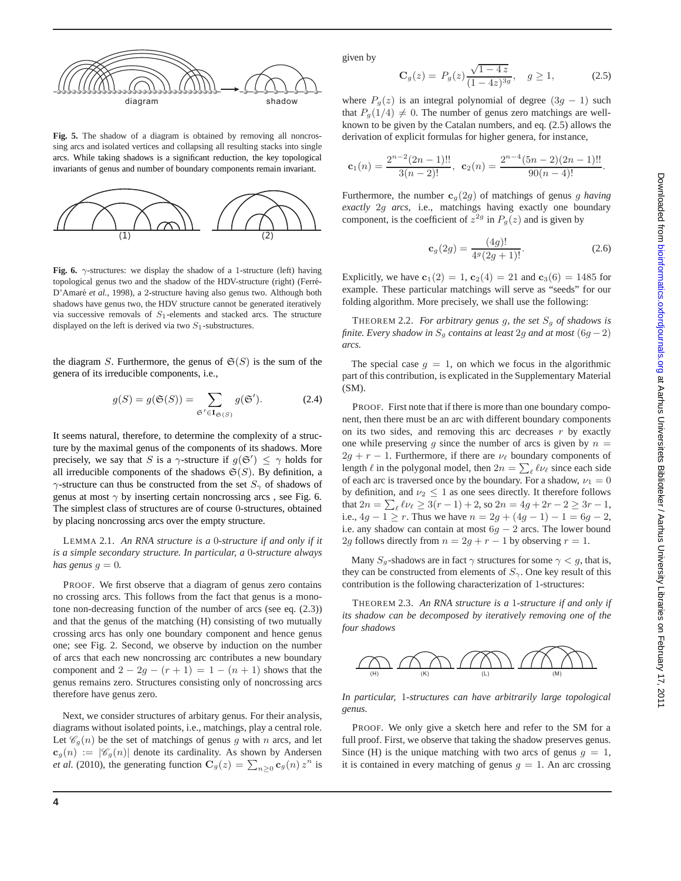**Fig. 5.** The shadow of a diagram is obtained by removing all noncrossing arcs and isolated vertices and collapsing all resulting stacks into single arcs. While taking shadows is a significant reduction, the key topological invariants of genus and number of boundary components remain invariant.

**Fig. 6.** $\gamma$-structures: we display the shadow of a 1-structure (left) having topological genus two and the shadow of the HDV-structure (right) (Ferré-D'Amaré *et al.*, 1998), a 2-structure having also genus two. Although both shadows have genus two, the HDV structure cannot be generated iteratively via successive removals of $S_1$-elements and stacked arcs. The structure displayed on the left is derived via two $S_1$-substructures.

the diagram $S$. Furthermore, the genus of $\mathfrak{S}(S)$ is the sum of the genera of its irreducible components, i.e.,

$$g(S) = g(\mathfrak{S}(S)) = \sum_{\mathfrak{S}' \in \mathbf{I}_{\mathfrak{S}(S)}} g(\mathfrak{S}'). \tag{2.4}$$

It seems natural, therefore, to determine the complexity of a structure by the maximal genus of the components of its shadows. More precisely, we say that $S$ is a $\gamma$-structure if $g(\mathfrak{S}') \leq \gamma$ holds for all irreducible components of the shadows $\mathfrak{S}(S)$. By definition, a $\gamma$-structure can thus be constructed from the set $S_\gamma$ of shadows of genus at most $\gamma$ by inserting certain noncrossing arcs , see Fig. 6. The simplest class of structures are of course 0-structures, obtained by placing noncrossing arcs over the empty structure.

LEMMA 2.1. *An RNA structure is a* 0*-structure if and only if it is a simple secondary structure. In particular, a* 0*-structure always has genus* $g = 0$*.*

PROOF. We first observe that a diagram of genus zero contains no crossing arcs. This follows from the fact that genus is a monotone non-decreasing function of the number of arcs (see eq. (2.3)) and that the genus of the matching (H) consisting of two mutually crossing arcs has only one boundary component and hence genus one; see Fig. 2. Second, we observe by induction on the number of arcs that each new noncrossing arc contributes a new boundary component and $2 - 2g - (r + 1) = 1 - (n + 1)$ shows that the genus remains zero. Structures consisting only of noncrossing arcs therefore have genus zero.

Next, we consider structures of arbitary genus. For their analysis, diagrams without isolated points, i.e., matchings, play a central role. Let $\mathscr{C}_g(n)$ be the set of matchings of genus $g$ with $n$ arcs, and let $\mathbf{c}_g(n) := |\mathscr{C}_g(n)|$ denote its cardinality. As shown by Andersen *et al.* (2010), the generating function $\mathbf{C}_g(z) = \sum_{n \geq 0} \mathbf{c}_g(n) z^n$ is given by

$$\mathbf{C}_g(z) = P_g(z) \frac{\sqrt{1 - 4z}}{(1 - 4z)^{3g}}, \quad g \geq 1, \tag{2.5}$$

where $P_g(z)$ is an integral polynomial of degree $(3g - 1)$ such that $P_g(1/4) \neq 0$. The number of genus zero matchings are well-known to be given by the Catalan numbers, and eq. (2.5) allows the derivation of explicit formulas for higher genera, for instance,

$$\mathbf{c}_1(n) = \frac{2^{n-2}(2n-1)!!}{3(n-2)!}, \quad \mathbf{c}_2(n) = \frac{2^{n-4}(5n-2)(2n-1)!!}{90(n-4)!}.$$

Furthermore, the number $\mathbf{c}_g(2g)$ of matchings of genus $g$ *having exactly* $2g$ *arcs*, i.e., matchings having exactly one boundary component, is the coefficient of $z^{2g}$ in $P_g(z)$ and is given by

$$\mathbf{c}_g(2g) = \frac{(4g)!}{4^g(2g+1)!}. \tag{2.6}$$

Explicitly, we have $\mathbf{c}_1(2) = 1$, $\mathbf{c}_2(4) = 21$ and $\mathbf{c}_3(6) = 1485$ for example. These particular matchings will serve as "seeds" for our folding algorithm. More precisely, we shall use the following:

THEOREM 2.2. *For arbitrary genus* $g$*, the set* $S_g$ *of shadows is finite. Every shadow in* $S_g$ *contains at least* $2g$ *and at most* $(6g - 2)$ *arcs.*

The special case $g = 1$, on which we focus in the algorithmic part of this contribution, is explicated in the Supplementary Material (SM).

PROOF. First note that if there is more than one boundary component, then there must be an arc with different boundary components on its two sides, and removing this arc decreases $r$ by exactly one while preserving $g$ since the number of arcs is given by $n = 2g + r - 1$. Furthermore, if there are $\nu_\ell$ boundary components of length $\ell$ in the polygonal model, then $2n = \sum_\ell \ell \nu_\ell$ since each side of each arc is traversed once by the boundary. For a shadow, $\nu_1 = 0$ by definition, and $\nu_2 \leq 1$ as one sees directly. It therefore follows that $2n = \sum_\ell \ell \nu_\ell \geq 3(r - 1) + 2$, so $2n = 4g + 2r - 2 \geq 3r - 1$, i.e., $4g - 1 \geq r$. Thus we have $n = 2g + (4g - 1) - 1 = 6g - 2$, i.e. any shadow can contain at most $6g - 2$ arcs. The lower bound $2g$ follows directly from $n = 2g + r - 1$ by observing $r = 1$.

Many $S_g$-shadows are in fact $\gamma$ structures for some $\gamma < g$, that is, they can be constructed from elements of $S_\gamma$. One key result of this contribution is the following characterization of 1-structures:

THEOREM 2.3. *An RNA structure is a* 1*-structure if and only if its shadow can be decomposed by iteratively removing one of the four shadows*

(H) (K) (L) (M)

*In particular,* 1*-structures can have arbitrarily large topological genus.*

PROOF. We only give a sketch here and refer to the SM for a full proof. First, we observe that taking the shadow preserves genus. Since (H) is the unique matching with two arcs of genus $g = 1$, it is contained in every matching of genus $g = 1$. An arc crossing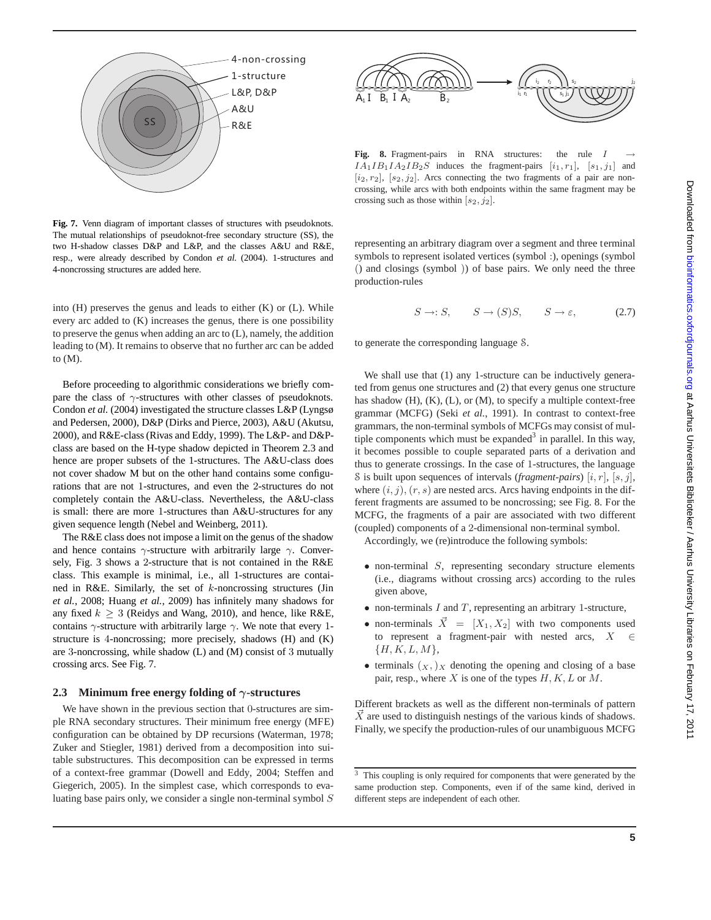Fig. 7. Venn diagram of important classes of structures with pseudoknots. The mutual relationships of pseudoknot-free secondary structure (SS), the two H-shadow classes D&P and L&P, and the classes A&U and R&E, resp., were already described by Condon *et al.* (2004). 1-structures and 4-noncrossing structures are added here.

into (H) preserves the genus and leads to either (K) or (L). While every arc added to (K) increases the genus, there is one possibility to preserve the genus when adding an arc to (L), namely, the addition leading to (M). It remains to observe that no further arc can be added to (M).

Before proceeding to algorithmic considerations we briefly compare the class of $\gamma$-structures with other classes of pseudoknots. Condon *et al.* (2004) investigated the structure classes L&P (Lyngsø and Pedersen, 2000), D&P (Dirks and Pierce, 2003), A&U (Akutsu, 2000), and R&E-class (Rivas and Eddy, 1999). The L&P- and D&P-class are based on the H-type shadow depicted in Theorem 2.3 and hence are proper subsets of the 1-structures. The A&U-class does not cover shadow M but on the other hand contains some configurations that are not 1-structures, and even the 2-structures do not completely contain the A&U-class. Nevertheless, the A&U-class is small: there are more 1-structures than A&U-structures for any given sequence length (Nebel and Weinberg, 2011).

The R&E class does not impose a limit on the genus of the shadow and hence contains $\gamma$-structure with arbitrarily large $\gamma$. Conversely, Fig. 3 shows a 2-structure that is not contained in the R&E class. This example is minimal, i.e., all 1-structures are contained in R&E. Similarly, the set of $k$-noncrossing structures (Jin *et al.*, 2008; Huang *et al.*, 2009) has infinitely many shadows for any fixed $k \geq 3$ (Reidys and Wang, 2010), and hence, like R&E, contains $\gamma$-structure with arbitrarily large $\gamma$. We note that every 1-structure is 4-noncrossing; more precisely, shadows (H) and (K) are 3-noncrossing, while shadow (L) and (M) consist of 3 mutually crossing arcs. See Fig. 7.

## 2.3 Minimum free energy folding of $\gamma$-structures

We have shown in the previous section that 0-structures are simple RNA secondary structures. Their minimum free energy (MFE) configuration can be obtained by DP recursions (Waterman, 1978; Zuker and Stiegler, 1981) derived from a decomposition into suitable substructures. This decomposition can be expressed in terms of a context-free grammar (Dowell and Eddy, 2004; Steffen and Giegerich, 2005). In the simplest case, which corresponds to evaluating base pairs only, we consider a single non-terminal symbol $S$

Fig. 8. Fragment-pairs in RNA structures: the rule $I \rightarrow IA_1IB_1IA_2IB_2S$ induces the fragment-pairs $[i_1, r_1]$, $[s_1, j_1]$ and $[i_2, r_2]$, $[s_2, j_2]$. Arcs connecting the two fragments of a pair are non-crossing, while arcs with both endpoints within the same fragment may be crossing such as those within $[s_2, j_2]$.

representing an arbitrary diagram over a segment and three terminal symbols to represent isolated vertices (symbol :), openings (symbol () and closings (symbol )) of base pairs. We only need the three production-rules

$$S \rightarrow : S, \qquad S \rightarrow (S)S, \qquad S \rightarrow \varepsilon, \tag{2.7}$$

to generate the corresponding language $\mathbb{S}$.

We shall use that (1) any 1-structure can be inductively generated from genus one structures and (2) that every genus one structure has shadow (H), (K), (L), or (M), to specify a multiple context-free grammar (MCFG) (Seki *et al.*, 1991). In contrast to context-free grammars, the non-terminal symbols of MCFGs may consist of multiple components which must be expanded[3] in parallel. In this way, it becomes possible to couple separated parts of a derivation and thus to generate crossings. In the case of 1-structures, the language $\mathbb{S}$ is built upon sequences of intervals (*fragment-pairs*) $[i, r]$, $[s, j]$, where $(i, j)$, $(r, s)$ are nested arcs. Arcs having endpoints in the different fragments are assumed to be noncrossing; see Fig. 8. For the MCFG, the fragments of a pair are associated with two different (coupled) components of a 2-dimensional non-terminal symbol.

Accordingly, we (re)introduce the following symbols:

- non-terminal $S$, representing secondary structure elements (i.e., diagrams without crossing arcs) according to the rules given above,
- non-terminals $I$ and $T$, representing an arbitrary 1-structure,
- non-terminals $\vec{X} = [X_1, X_2]$ with two components used to represent a fragment-pair with nested arcs, $X \in \{H, K, L, M\}$,
- terminals $(_X, )_X$ denoting the opening and closing of a base pair, resp., where $X$ is one of the types $H, K, L$ or $M$.

Different brackets as well as the different non-terminals of pattern $\vec{X}$ are used to distinguish nestings of the various kinds of shadows. Finally, we specify the production-rules of our unambiguous MCFG

[3] This coupling is only required for components that were generated by the same production step. Components, even if of the same kind, derived in different steps are independent of each other.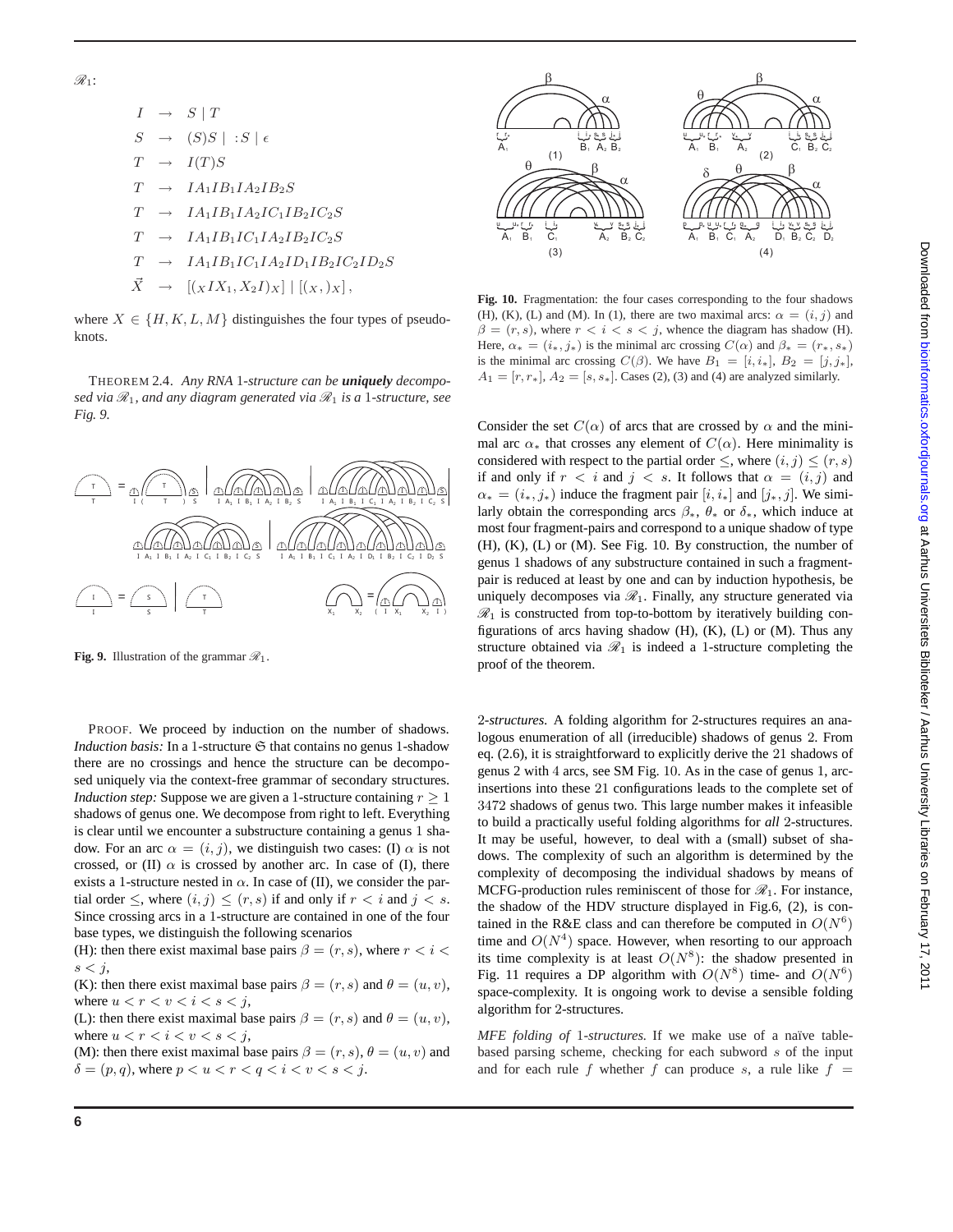$\mathscr{R}_1$:

$$
\begin{aligned}
I &\rightarrow S \mid T \\
S &\rightarrow (S)S \mid :S \mid \epsilon \\
T &\rightarrow I(T)S \\
T &\rightarrow IA_1IB_1IA_2IB_2S \\
T &\rightarrow IA_1IB_1IA_2IC_1IB_2IC_2S \\
T &\rightarrow IA_1IB_1IC_1IA_2IB_2IC_2S \\
T &\rightarrow IA_1IB_1IC_1IA_2ID_1IB_2IC_2ID_2S \\
\vec{X} &\rightarrow [({}_XIX_1, X_2I)_X] \mid [({}_X, )_X],
\end{aligned}
$$

where $X \in \{H, K, L, M\}$ distinguishes the four types of pseudoknots.

THEOREM 2.4. *Any RNA* 1*-structure can be* ***uniquely*** *decomposed via* $\mathscr{R}_1$*, and any diagram generated via* $\mathscr{R}_1$ *is a* 1*-structure, see Fig. 9.*

**Fig. 9.** Illustration of the grammar $\mathscr{R}_1$.

PROOF. We proceed by induction on the number of shadows. *Induction basis:* In a 1-structure $\mathfrak{S}$ that contains no genus 1-shadow there are no crossings and hence the structure can be decomposed uniquely via the context-free grammar of secondary structures. *Induction step:* Suppose we are given a 1-structure containing $r \geq 1$ shadows of genus one. We decompose from right to left. Everything is clear until we encounter a substructure containing a genus 1 shadow. For an arc $\alpha = (i, j)$, we distinguish two cases: (I) $\alpha$ is not crossed, or (II) $\alpha$ is crossed by another arc. In case of (I), there exists a 1-structure nested in $\alpha$. In case of (II), we consider the partial order $\leq$, where $(i, j) \leq (r, s)$ if and only if $r < i$ and $j < s$. Since crossing arcs in a 1-structure are contained in one of the four base types, we distinguish the following scenarios

(H): then there exist maximal base pairs $\beta = (r, s)$, where $r < i < s < j$,

(K): then there exist maximal base pairs $\beta = (r, s)$ and $\theta = (u, v)$, where $u < r < v < i < s < j$,

(L): then there exist maximal base pairs $\beta = (r, s)$ and $\theta = (u, v)$, where $u < r < i < v < s < j$,

(M): then there exist maximal base pairs $\beta = (r, s)$, $\theta = (u, v)$ and $\delta = (p, q)$, where $p < u < r < q < i < v < s < j$.

**Fig. 10.** Fragmentation: the four cases corresponding to the four shadows (H), (K), (L) and (M). In (1), there are two maximal arcs: $\alpha = (i, j)$ and $\beta = (r, s)$, where $r < i < s < j$, whence the diagram has shadow (H). Here, $\alpha_* = (i_*, j_*)$ is the minimal arc crossing $C(\alpha)$ and $\beta_* = (r_*, s_*)$ is the minimal arc crossing $C(\beta)$. We have $B_1 = [i, i_*]$, $B_2 = [j, j_*]$, $A_1 = [r, r_*]$, $A_2 = [s, s_*]$. Cases (2), (3) and (4) are analyzed similarly.

Consider the set $C(\alpha)$ of arcs that are crossed by $\alpha$ and the minimal arc $\alpha_*$ that crosses any element of $C(\alpha)$. Here minimality is considered with respect to the partial order $\leq$, where $(i, j) \leq (r, s)$ if and only if $r < i$ and $j < s$. It follows that $\alpha = (i, j)$ and $\alpha_* = (i_*, j_*)$ induce the fragment pair $[i, i_*]$ and $[j_*, j]$. We similarly obtain the corresponding arcs $\beta_*$, $\theta_*$ or $\delta_*$, which induce at most four fragment-pairs and correspond to a unique shadow of type (H), (K), (L) or (M). See Fig. 10. By construction, the number of genus 1 shadows of any substructure contained in such a fragment-pair is reduced at least by one and can by induction hypothesis, be uniquely decomposes via $\mathscr{R}_1$. Finally, any structure generated via $\mathscr{R}_1$ is constructed from top-to-bottom by iteratively building configurations of arcs having shadow (H), (K), (L) or (M). Thus any structure obtained via $\mathscr{R}_1$ is indeed a 1-structure completing the proof of the theorem.

2*-structures.* A folding algorithm for 2-structures requires an analogous enumeration of all (irreducible) shadows of genus 2. From eq. (2.6), it is straightforward to explicitly derive the 21 shadows of genus 2 with 4 arcs, see SM Fig. 10. As in the case of genus 1, arc-insertions into these 21 configurations leads to the complete set of 3472 shadows of genus two. This large number makes it infeasible to build a practically useful folding algorithms for *all* 2-structures. It may be useful, however, to deal with a (small) subset of shadows. The complexity of such an algorithm is determined by the complexity of decomposing the individual shadows by means of MCFG-production rules reminiscent of those for $\mathscr{R}_1$. For instance, the shadow of the HDV structure displayed in Fig.6, (2), is contained in the R&E class and can therefore be computed in $O(N^6)$ time and $O(N^4)$ space. However, when resorting to our approach its time complexity is at least $O(N^8)$: the shadow presented in Fig. 11 requires a DP algorithm with $O(N^8)$ time- and $O(N^6)$ space-complexity. It is ongoing work to devise a sensible folding algorithm for 2-structures.

*MFE folding of* 1*-structures.* If we make use of a naïve table-based parsing scheme, checking for each subword $s$ of the input and for each rule $f$ whether $f$ can produce $s$, a rule like $f =$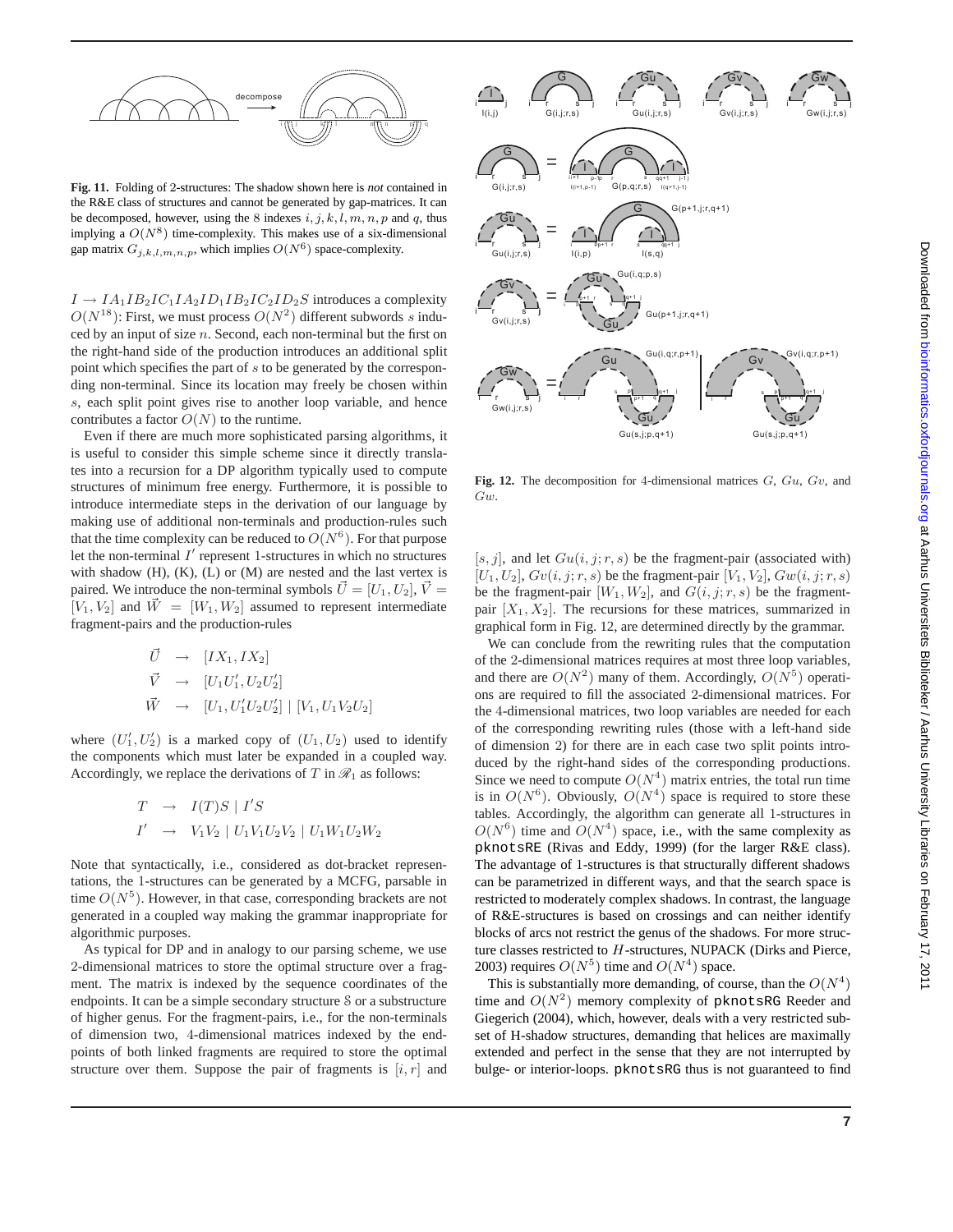**Fig. 11.** Folding of 2-structures: The shadow shown here is *not* contained in the R&E class of structures and cannot be generated by gap-matrices. It can be decomposed, however, using the 8 indexes $i, j, k, l, m, n, p$ and $q$, thus implying a $O(N^8)$ time-complexity. This makes use of a six-dimensional gap matrix $G_{j,k,l,m,n,p}$, which implies $O(N^6)$ space-complexity.

$I \to IA_1IB_2IC_1IA_2ID_1IB_2IC_2ID_2S$ introduces a complexity $O(N^{18})$: First, we must process $O(N^2)$ different subwords $s$ induced by an input of size $n$. Second, each non-terminal but the first on the right-hand side of the production introduces an additional split point which specifies the part of $s$ to be generated by the corresponding non-terminal. Since its location may freely be chosen within $s$, each split point gives rise to another loop variable, and hence contributes a factor $O(N)$ to the runtime.

Even if there are much more sophisticated parsing algorithms, it is useful to consider this simple scheme since it directly translates into a recursion for a DP algorithm typically used to compute structures of minimum free energy. Furthermore, it is possible to introduce intermediate steps in the derivation of our language by making use of additional non-terminals and production-rules such that the time complexity can be reduced to $O(N^6)$. For that purpose let the non-terminal $I'$ represent 1-structures in which no structures with shadow (H), (K), (L) or (M) are nested and the last vertex is paired. We introduce the non-terminal symbols $\vec{U} = [U_1, U_2]$, $\vec{V} = [V_1, V_2]$ and $\vec{W} = [W_1, W_2]$ assumed to represent intermediate fragment-pairs and the production-rules

$$
\begin{aligned}
\vec{U} &\to [IX_1, IX_2] \\
\vec{V} &\to [U_1U_1', U_2U_2'] \\
\vec{W} &\to [U_1, U_1'U_2U_2'] \mid [V_1, U_1V_2U_2]
\end{aligned}
$$

where $(U_1', U_2')$ is a marked copy of $(U_1, U_2)$ used to identify the components which must later be expanded in a coupled way. Accordingly, we replace the derivations of $T$ in $\mathscr{R}_1$ as follows:

$$
\begin{aligned}
T &\to I(T)S \mid I'S \\
I' &\to V_1V_2 \mid U_1V_1U_2V_2 \mid U_1W_1U_2W_2
\end{aligned}
$$

Note that syntactically, i.e., considered as dot-bracket representations, the 1-structures can be generated by a MCFG, parsable in time $O(N^5)$. However, in that case, corresponding brackets are not generated in a coupled way making the grammar inappropriate for algorithmic purposes.

As typical for DP and in analogy to our parsing scheme, we use 2-dimensional matrices to store the optimal structure over a fragment. The matrix is indexed by the sequence coordinates of the endpoints. It can be a simple secondary structure $\mathbb{S}$ or a substructure of higher genus. For the fragment-pairs, i.e., for the non-terminals of dimension two, 4-dimensional matrices indexed by the endpoints of both linked fragments are required to store the optimal structure over them. Suppose the pair of fragments is $[i, r]$ and $[s, j]$, and let $Gu(i, j; r, s)$ be the fragment-pair (associated with) $[U_1, U_2]$, $Gv(i, j; r, s)$ be the fragment-pair $[V_1, V_2]$, $Gw(i, j; r, s)$ be the fragment-pair $[W_1, W_2]$, and $G(i, j; r, s)$ be the fragment-pair $[X_1, X_2]$. The recursions for these matrices, summarized in graphical form in Fig. 12, are determined directly by the grammar.

**Fig. 12.** The decomposition for 4-dimensional matrices $G$, $Gu$, $Gv$, and $Gw$.

We can conclude from the rewriting rules that the computation of the 2-dimensional matrices requires at most three loop variables, and there are $O(N^2)$ many of them. Accordingly, $O(N^5)$ operations are required to fill the associated 2-dimensional matrices. For the 4-dimensional matrices, two loop variables are needed for each of the corresponding rewriting rules (those with a left-hand side of dimension 2) for there are in each case two split points introduced by the right-hand sides of the corresponding productions. Since we need to compute $O(N^4)$ matrix entries, the total run time is in $O(N^6)$. Obviously, $O(N^4)$ space is required to store these tables. Accordingly, the algorithm can generate all 1-structures in $O(N^6)$ time and $O(N^4)$ space, i.e., with the same complexity as `pknotsRE` (Rivas and Eddy, 1999) (for the larger R&E class). The advantage of 1-structures is that structurally different shadows can be parametrized in different ways, and that the search space is restricted to moderately complex shadows. In contrast, the language of R&E-structures is based on crossings and can neither identify blocks of arcs not restrict the genus of the shadows. For more structure classes restricted to $H$-structures, NUPACK (Dirks and Pierce, 2003) requires $O(N^5)$ time and $O(N^4)$ space.

This is substantially more demanding, of course, than the $O(N^4)$ time and $O(N^2)$ memory complexity of `pknotsRG` Reeder and Giegerich (2004), which, however, deals with a very restricted subset of H-shadow structures, demanding that helices are maximally extended and perfect in the sense that they are not interrupted by bulge- or interior-loops. `pknotsRG` thus is not guaranteed to find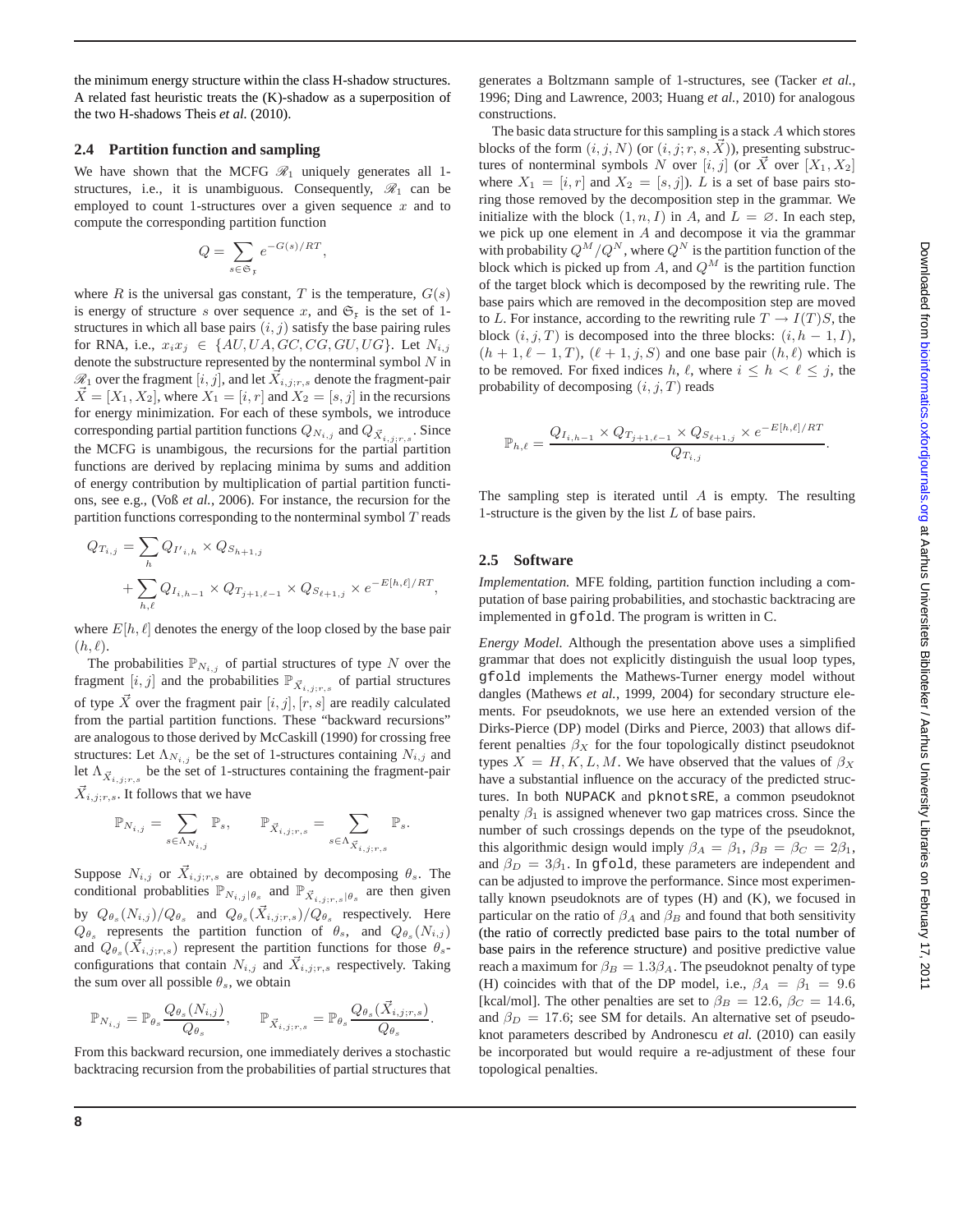the minimum energy structure within the class H-shadow structures. A related fast heuristic treats the (K)-shadow as a superposition of the two H-shadows Theis *et al.* (2010).

### 2.4 Partition function and sampling

We have shown that the MCFG $\mathscr{R}_1$ uniquely generates all 1-structures, i.e., it is unambiguous. Consequently, $\mathscr{R}_1$ can be employed to count 1-structures over a given sequence $x$ and to compute the corresponding partition function

$$Q = \sum_{s \in \mathfrak{S}_{\mathfrak{x}}} e^{-G(s)/RT},$$

where $R$ is the universal gas constant, $T$ is the temperature, $G(s)$ is energy of structure $s$ over sequence $x$, and $\mathfrak{S}_{\mathfrak{x}}$ is the set of 1-structures in which all base pairs $(i, j)$ satisfy the base pairing rules for RNA, i.e., $x_i x_j \in \{AU, UA, GC, CG, GU, UG\}$. Let $N_{i,j}$ denote the substructure represented by the nonterminal symbol $N$ in $\mathscr{R}_1$ over the fragment $[i, j]$, and let $\vec{X}_{i,j;r,s}$ denote the fragment-pair $\vec{X} = [X_1, X_2]$, where $X_1 = [i, r]$ and $X_2 = [s, j]$ in the recursions for energy minimization. For each of these symbols, we introduce corresponding partial partition functions $Q_{N_{i,j}}$ and $Q_{\vec{X}_{i,j;r,s}}$. Since the MCFG is unambigous, the recursions for the partial partition functions are derived by replacing minima by sums and addition of energy contribution by multiplication of partial partition functions, see e.g., (Voß *et al.*, 2006). For instance, the recursion for the partition functions corresponding to the nonterminal symbol $T$ reads

$$Q_{T_{i,j}} = \sum_h Q_{I'_{i,h}} \times Q_{S_{h+1,j}} + \sum_{h,\ell} Q_{I_{i,h-1}} \times Q_{T_{j+1,\ell-1}} \times Q_{S_{\ell+1,j}} \times e^{-E[h,\ell]/RT},$$

where $E[h, \ell]$ denotes the energy of the loop closed by the base pair $(h, \ell)$.

The probabilities $\mathbb{P}_{N_{i,j}}$ of partial structures of type $N$ over the fragment $[i, j]$ and the probabilities $\mathbb{P}_{\vec{X}_{i,j;r,s}}$ of partial structures of type $\vec{X}$ over the fragment pair $[i, j], [r, s]$ are readily calculated from the partial partition functions. These "backward recursions" are analogous to those derived by McCaskill (1990) for crossing free structures: Let $\Lambda_{N_{i,j}}$ be the set of 1-structures containing $N_{i,j}$ and let $\Lambda_{\vec{X}_{i,j;r,s}}$ be the set of 1-structures containing the fragment-pair $\vec{X}_{i,j;r,s}$. It follows that we have

$$\mathbb{P}_{N_{i,j}} = \sum_{s \in \Lambda_{N_{i,j}}} \mathbb{P}_s, \qquad \mathbb{P}_{\vec{X}_{i,j;r,s}} = \sum_{s \in \Lambda_{\vec{X}_{i,j;r,s}}} \mathbb{P}_s.$$

Suppose $N_{i,j}$ or $\vec{X}_{i,j;r,s}$ are obtained by decomposing $\theta_s$. The conditional probablities $\mathbb{P}_{N_{i,j}|\theta_s}$ and $\mathbb{P}_{\vec{X}_{i,j;r,s}|\theta_s}$ are then given by $Q_{\theta_s}(N_{i,j})/Q_{\theta_s}$ and $Q_{\theta_s}(\vec{X}_{i,j;r,s})/Q_{\theta_s}$ respectively. Here $Q_{\theta_s}$ represents the partition function of $\theta_s$, and $Q_{\theta_s}(N_{i,j})$ and $Q_{\theta_s}(\vec{X}_{i,j;r,s})$ represent the partition functions for those $\theta_s$-configurations that contain $N_{i,j}$ and $\vec{X}_{i,j;r,s}$ respectively. Taking the sum over all possible $\theta_s$, we obtain

$$\mathbb{P}_{N_{i,j}} = \mathbb{P}_{\theta_s} \frac{Q_{\theta_s}(N_{i,j})}{Q_{\theta_s}}, \qquad \mathbb{P}_{\vec{X}_{i,j;r,s}} = \mathbb{P}_{\theta_s} \frac{Q_{\theta_s}(\vec{X}_{i,j;r,s})}{Q_{\theta_s}}.$$

From this backward recursion, one immediately derives a stochastic backtracing recursion from the probabilities of partial structures that generates a Boltzmann sample of 1-structures, see (Tacker *et al.*, 1996; Ding and Lawrence, 2003; Huang *et al.*, 2010) for analogous constructions.

The basic data structure for this sampling is a stack $A$ which stores blocks of the form $(i, j, N)$ (or $(i, j; r, s, \vec{X})$), presenting substructures of nonterminal symbols $N$ over $[i, j]$ (or $\vec{X}$ over $[X_1, X_2]$ where $X_1 = [i, r]$ and $X_2 = [s, j]$). $L$ is a set of base pairs storing those removed by the decomposition step in the grammar. We initialize with the block $(1, n, I)$ in $A$, and $L = \varnothing$. In each step, we pick up one element in $A$ and decompose it via the grammar with probability $Q^M/Q^N$, where $Q^N$ is the partition function of the block which is picked up from $A$, and $Q^M$ is the partition function of the target block which is decomposed by the rewriting rule. The base pairs which are removed in the decomposition step are moved to $L$. For instance, according to the rewriting rule $T \to I(T)S$, the block $(i, j, T)$ is decomposed into the three blocks: $(i, h-1, I)$, $(h+1, \ell-1, T)$, $(\ell+1, j, S)$ and one base pair $(h, \ell)$ which is to be removed. For fixed indices $h$, $\ell$, where $i \le h < \ell \le j$, the probability of decomposing $(i, j, T)$ reads

$$\mathbb{P}_{h,\ell} = \frac{Q_{I_{i,h-1}} \times Q_{T_{j+1,\ell-1}} \times Q_{S_{\ell+1,j}} \times e^{-E[h,\ell]/RT}}{Q_{T_{i,j}}}.$$

The sampling step is iterated until $A$ is empty. The resulting 1-structure is the given by the list $L$ of base pairs.

### 2.5 Software

*Implementation.* MFE folding, partition function including a computation of base pairing probabilities, and stochastic backtracing are implemented in `gfold`. The program is written in C.

*Energy Model.* Although the presentation above uses a simplified grammar that does not explicitly distinguish the usual loop types, `gfold` implements the Mathews-Turner energy model without dangles (Mathews *et al.*, 1999, 2004) for secondary structure elements. For pseudoknots, we use here an extended version of the Dirks-Pierce (DP) model (Dirks and Pierce, 2003) that allows different penalties $\beta_X$ for the four topologically distinct pseudoknot types $X = H, K, L, M$. We have observed that the values of $\beta_X$ have a substantial influence on the accuracy of the predicted structures. In both NUPACK and pknotsRE, a common pseudoknot penalty $\beta_1$ is assigned whenever two gap matrices cross. Since the number of such crossings depends on the type of the pseudoknot, this algorithmic design would imply $\beta_A = \beta_1$, $\beta_B = \beta_C = 2\beta_1$, and $\beta_D = 3\beta_1$. In `gfold`, these parameters are independent and can be adjusted to improve the performance. Since most experimentally known pseudoknots are of types (H) and (K), we focused in particular on the ratio of $\beta_A$ and $\beta_B$ and found that both sensitivity (the ratio of correctly predicted base pairs to the total number of base pairs in the reference structure) and positive predictive value reach a maximum for $\beta_B = 1.3\beta_A$. The pseudoknot penalty of type (H) coincides with that of the DP model, i.e., $\beta_A = \beta_1 = 9.6$ [kcal/mol]. The other penalties are set to $\beta_B = 12.6$, $\beta_C = 14.6$, and $\beta_D = 17.6$; see SM for details. An alternative set of pseudoknot parameters described by Andronescu *et al.* (2010) can easily be incorporated but would require a re-adjustment of these four topological penalties.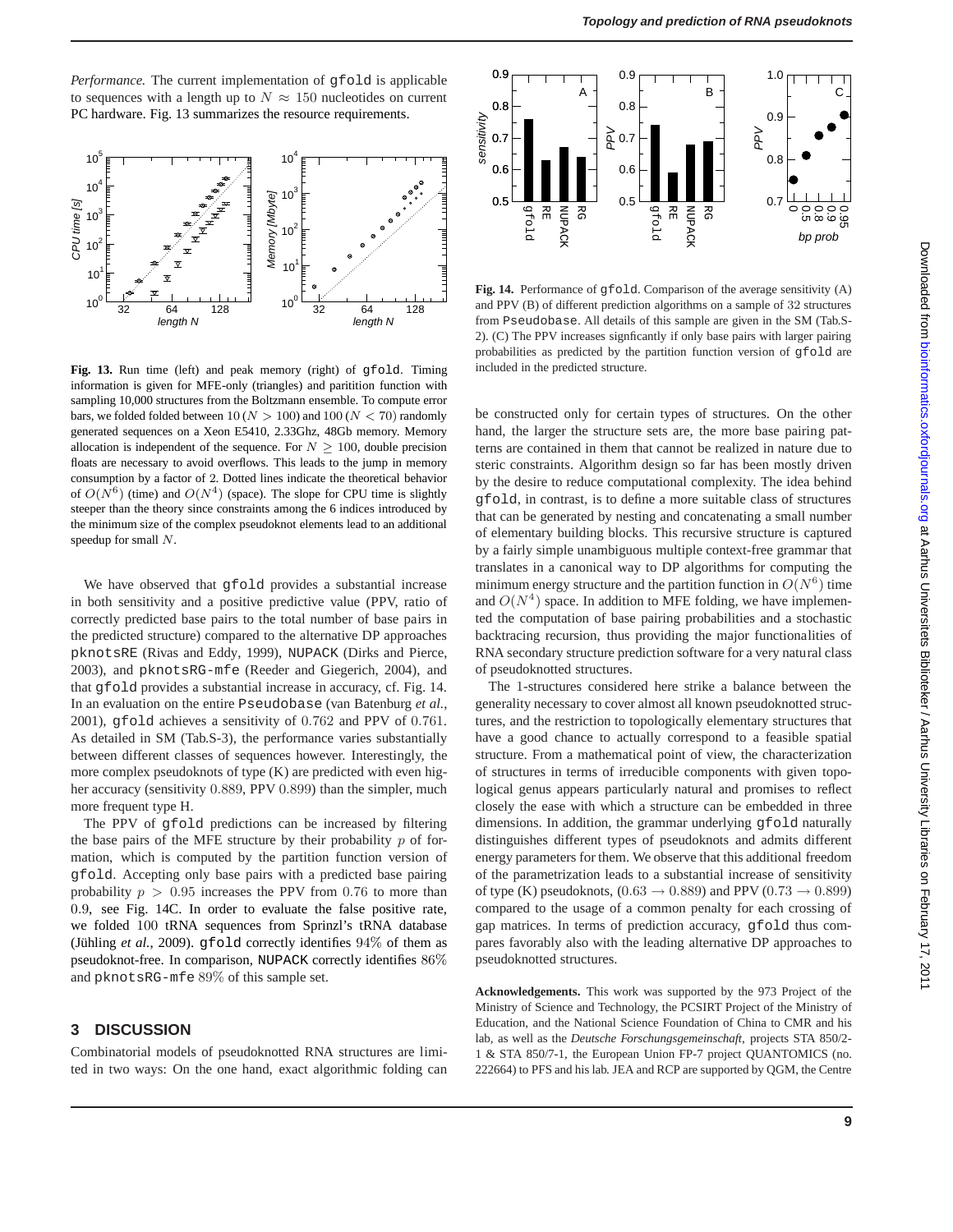*Performance.* The current implementation of gfold is applicable to sequences with a length up to $N \approx 150$ nucleotides on current PC hardware. Fig. 13 summarizes the resource requirements.

**Fig. 13.** Run time (left) and peak memory (right) of gfold. Timing information is given for MFE-only (triangles) and paritition function with sampling 10,000 structures from the Boltzmann ensemble. To compute error bars, we folded folded between 10 ($N > 100$) and 100 ($N < 70$) randomly generated sequences on a Xeon E5410, 2.33Ghz, 48Gb memory. Memory allocation is independent of the sequence. For $N \geq 100$, double precision floats are necessary to avoid overflows. This leads to the jump in memory consumption by a factor of 2. Dotted lines indicate the theoretical behavior of $O(N^6)$ (time) and $O(N^4)$ (space). The slope for CPU time is slightly steeper than the theory since constraints among the 6 indices introduced by the minimum size of the complex pseudoknot elements lead to an additional speedup for small $N$.

We have observed that gfold provides a substantial increase in both sensitivity and a positive predictive value (PPV, ratio of correctly predicted base pairs to the total number of base pairs in the predicted structure) compared to the alternative DP approaches pknotsRE (Rivas and Eddy, 1999), NUPACK (Dirks and Pierce, 2003), and pknotsRG-mfe (Reeder and Giegerich, 2004), and that gfold provides a substantial increase in accuracy, cf. Fig. 14. In an evaluation on the entire Pseudobase (van Batenburg *et al.*, 2001), gfold achieves a sensitivity of 0.762 and PPV of 0.761. As detailed in SM (Tab.S-3), the performance varies substantially between different classes of sequences however. Interestingly, the more complex pseudoknots of type (K) are predicted with even higher accuracy (sensitivity 0.889, PPV 0.899) than the simpler, much more frequent type H.

The PPV of gfold predictions can be increased by filtering the base pairs of the MFE structure by their probability $p$ of formation, which is computed by the partition function version of gfold. Accepting only base pairs with a predicted base pairing probability $p > 0.95$ increases the PPV from 0.76 to more than 0.9, see Fig. 14C. In order to evaluate the false positive rate, we folded 100 tRNA sequences from Sprinzl's tRNA database (Jühling *et al.*, 2009). gfold correctly identifies 94% of them as pseudoknot-free. In comparison, NUPACK correctly identifies 86% and pknotsRG-mfe 89% of this sample set.

**Fig. 14.** Performance of gfold. Comparison of the average sensitivity (A) and PPV (B) of different prediction algorithms on a sample of 32 structures from Pseudobase. All details of this sample are given in the SM (Tab.S-2). (C) The PPV increases signficantly if only base pairs with larger pairing probabilities as predicted by the partition function version of gfold are included in the predicted structure.

## 3 DISCUSSION

Combinatorial models of pseudoknotted RNA structures are limited in two ways: On the one hand, exact algorithmic folding can be constructed only for certain types of structures. On the other hand, the larger the structure sets are, the more base pairing patterns are contained in them that cannot be realized in nature due to steric constraints. Algorithm design so far has been mostly driven by the desire to reduce computational complexity. The idea behind gfold, in contrast, is to define a more suitable class of structures that can be generated by nesting and concatenating a small number of elementary building blocks. This recursive structure is captured by a fairly simple unambiguous multiple context-free grammar that translates in a canonical way to DP algorithms for computing the minimum energy structure and the partition function in $O(N^6)$ time and $O(N^4)$ space. In addition to MFE folding, we have implemented the computation of base pairing probabilities and a stochastic backtracing recursion, thus providing the major functionalities of RNA secondary structure prediction software for a very natural class of pseudoknotted structures.

The 1-structures considered here strike a balance between the generality necessary to cover almost all known pseudoknotted structures, and the restriction to topologically elementary structures that have a good chance to actually correspond to a feasible spatial structure. From a mathematical point of view, the characterization of structures in terms of irreducible components with given topological genus appears particularly natural and promises to reflect closely the ease with which a structure can be embedded in three dimensions. In addition, the grammar underlying gfold naturally distinguishes different types of pseudoknots and admits different energy parameters for them. We observe that this additional freedom of the parametrization leads to a substantial increase of sensitivity of type (K) pseudoknots, $(0.63 \rightarrow 0.889)$ and PPV $(0.73 \rightarrow 0.899)$ compared to the usage of a common penalty for each crossing of gap matrices. In terms of prediction accuracy, gfold thus compares favorably also with the leading alternative DP approaches to pseudoknotted structures.

**Acknowledgements.** This work was supported by the 973 Project of the Ministry of Science and Technology, the PCSIRT Project of the Ministry of Education, and the National Science Foundation of China to CMR and his lab, as well as the *Deutsche Forschungsgemeinschaft*, projects STA 850/2-1 & STA 850/7-1, the European Union FP-7 project QUANTOMICS (no. 222664) to PFS and his lab. JEA and RCP are supported by QGM, the Centre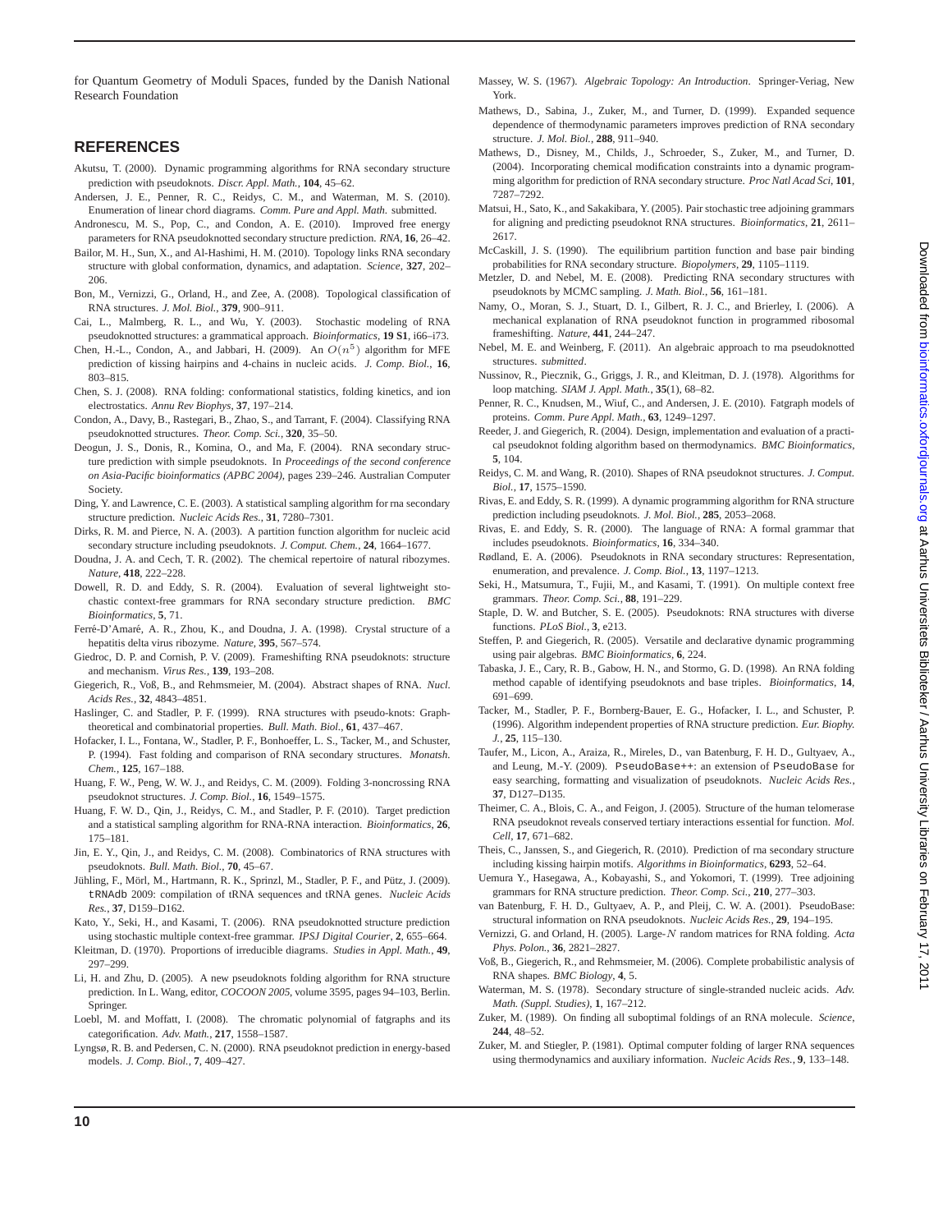for Quantum Geometry of Moduli Spaces, funded by the Danish National Research Foundation

## REFERENCES

Akutsu, T. (2000). Dynamic programming algorithms for RNA secondary structure prediction with pseudoknots. *Discr. Appl. Math.*, **104**, 45–62.

Andersen, J. E., Penner, R. C., Reidys, C. M., and Waterman, M. S. (2010). Enumeration of linear chord diagrams. *Comm. Pure and Appl. Math.* submitted.

Andronescu, M. S., Pop, C., and Condon, A. E. (2010). Improved free energy parameters for RNA pseudoknotted secondary structure prediction. *RNA*, **16**, 26–42.

Bailor, M. H., Sun, X., and Al-Hashimi, H. M. (2010). Topology links RNA secondary structure with global conformation, dynamics, and adaptation. *Science*, **327**, 202–206.

Bon, M., Vernizzi, G., Orland, H., and Zee, A. (2008). Topological classification of RNA structures. *J. Mol. Biol.*, **379**, 900–911.

Cai, L., Malmberg, R. L., and Wu, Y. (2003). Stochastic modeling of RNA pseudoknotted structures: a grammatical approach. *Bioinformatics*, **19 S1**, i66–i73.

Chen, H.-L., Condon, A., and Jabbari, H. (2009). An $O(n^5)$ algorithm for MFE prediction of kissing hairpins and 4-chains in nucleic acids. *J. Comp. Biol.*, **16**, 803–815.

Chen, S. J. (2008). RNA folding: conformational statistics, folding kinetics, and ion electrostatics. *Annu Rev Biophys*, **37**, 197–214.

Condon, A., Davy, B., Rastegari, B., Zhao, S., and Tarrant, F. (2004). Classifying RNA pseudoknotted structures. *Theor. Comp. Sci.*, **320**, 35–50.

Deogun, J. S., Donis, R., Komina, O., and Ma, F. (2004). RNA secondary structure prediction with simple pseudoknots. In *Proceedings of the second conference on Asia-Pacific bioinformatics (APBC 2004)*, pages 239–246. Australian Computer Society.

Ding, Y. and Lawrence, C. E. (2003). A statistical sampling algorithm for rna secondary structure prediction. *Nucleic Acids Res.*, **31**, 7280–7301.

Dirks, R. M. and Pierce, N. A. (2003). A partition function algorithm for nucleic acid secondary structure including pseudoknots. *J. Comput. Chem.*, **24**, 1664–1677.

Doudna, J. A. and Cech, T. R. (2002). The chemical repertoire of natural ribozymes. *Nature*, **418**, 222–228.

Dowell, R. D. and Eddy, S. R. (2004). Evaluation of several lightweight stochastic context-free grammars for RNA secondary structure prediction. *BMC Bioinformatics*, **5**, 71.

Ferré-D'Amaré, A. R., Zhou, K., and Doudna, J. A. (1998). Crystal structure of a hepatitis delta virus ribozyme. *Nature*, **395**, 567–574.

Giedroc, D. P. and Cornish, P. V. (2009). Frameshifting RNA pseudoknots: structure and mechanism. *Virus Res.*, **139**, 193–208.

Giegerich, R., Voß, B., and Rehmsmeier, M. (2004). Abstract shapes of RNA. *Nucl. Acids Res.*, **32**, 4843–4851.

Haslinger, C. and Stadler, P. F. (1999). RNA structures with pseudo-knots: Graph-theoretical and combinatorial properties. *Bull. Math. Biol.*, **61**, 437–467.

Hofacker, I. L., Fontana, W., Stadler, P. F., Bonhoeffer, L. S., Tacker, M., and Schuster, P. (1994). Fast folding and comparison of RNA secondary structures. *Monatsh. Chem.*, **125**, 167–188.

Huang, F. W., Peng, W. W. J., and Reidys, C. M. (2009). Folding 3-noncrossing RNA pseudoknot structures. *J. Comp. Biol.*, **16**, 1549–1575.

Huang, F. W. D., Qin, J., Reidys, C. M., and Stadler, P. F. (2010). Target prediction and a statistical sampling algorithm for RNA-RNA interaction. *Bioinformatics*, **26**, 175–181.

Jin, E. Y., Qin, J., and Reidys, C. M. (2008). Combinatorics of RNA structures with pseudoknots. *Bull. Math. Biol.*, **70**, 45–67.

Jühling, F., Mörl, M., Hartmann, R. K., Sprinzl, M., Stadler, P. F., and Pütz, J. (2009). tRNAdb 2009: compilation of tRNA sequences and tRNA genes. *Nucleic Acids Res.*, **37**, D159–D162.

Kato, Y., Seki, H., and Kasami, T. (2006). RNA pseudoknotted structure prediction using stochastic multiple context-free grammar. *IPSJ Digital Courier*, **2**, 655–664.

Kleitman, D. (1970). Proportions of irreducible diagrams. *Studies in Appl. Math.*, **49**, 297–299.

Li, H. and Zhu, D. (2005). A new pseudoknots folding algorithm for RNA structure prediction. In L. Wang, editor, *COCOON 2005*, volume 3595, pages 94–103, Berlin. Springer.

Loebl, M. and Moffatt, I. (2008). The chromatic polynomial of fatgraphs and its categorification. *Adv. Math.*, **217**, 1558–1587.

Lyngsø, R. B. and Pedersen, C. N. (2000). RNA pseudoknot prediction in energy-based models. *J. Comp. Biol.*, **7**, 409–427.

Massey, W. S. (1967). *Algebraic Topology: An Introduction*. Springer-Veriag, New York.

Mathews, D., Sabina, J., Zuker, M., and Turner, D. (1999). Expanded sequence dependence of thermodynamic parameters improves prediction of RNA secondary structure. *J. Mol. Biol.*, **288**, 911–940.

Mathews, D., Disney, M., Childs, J., Schroeder, S., Zuker, M., and Turner, D. (2004). Incorporating chemical modification constraints into a dynamic programming algorithm for prediction of RNA secondary structure. *Proc Natl Acad Sci*, **101**, 7287–7292.

Matsui, H., Sato, K., and Sakakibara, Y. (2005). Pair stochastic tree adjoining grammars for aligning and predicting pseudoknot RNA structures. *Bioinformatics*, **21**, 2611–2617.

McCaskill, J. S. (1990). The equilibrium partition function and base pair binding probabilities for RNA secondary structure. *Biopolymers*, **29**, 1105–1119.

Metzler, D. and Nebel, M. E. (2008). Predicting RNA secondary structures with pseudoknots by MCMC sampling. *J. Math. Biol.*, **56**, 161–181.

Namy, O., Moran, S. J., Stuart, D. I., Gilbert, R. J. C., and Brierley, I. (2006). A mechanical explanation of RNA pseudoknot function in programmed ribosomal frameshifting. *Nature*, **441**, 244–247.

Nebel, M. E. and Weinberg, F. (2011). An algebraic approach to rna pseudoknotted structures. *submitted*.

Nussinov, R., Piecznik, G., Griggs, J. R., and Kleitman, D. J. (1978). Algorithms for loop matching. *SIAM J. Appl. Math.*, **35**(1), 68–82.

Penner, R. C., Knudsen, M., Wiuf, C., and Andersen, J. E. (2010). Fatgraph models of proteins. *Comm. Pure Appl. Math.*, **63**, 1249–1297.

Reeder, J. and Giegerich, R. (2004). Design, implementation and evaluation of a practical pseudoknot folding algorithm based on thermodynamics. *BMC Bioinformatics*, **5**, 104.

Reidys, C. M. and Wang, R. (2010). Shapes of RNA pseudoknot structures. *J. Comput. Biol.*, **17**, 1575–1590.

Rivas, E. and Eddy, S. R. (1999). A dynamic programming algorithm for RNA structure prediction including pseudoknots. *J. Mol. Biol.*, **285**, 2053–2068.

Rivas, E. and Eddy, S. R. (2000). The language of RNA: A formal grammar that includes pseudoknots. *Bioinformatics*, **16**, 334–340.

Rødland, E. A. (2006). Pseudoknots in RNA secondary structures: Representation, enumeration, and prevalence. *J. Comp. Biol.*, **13**, 1197–1213.

Seki, H., Matsumura, T., Fujii, M., and Kasami, T. (1991). On multiple context free grammars. *Theor. Comp. Sci.*, **88**, 191–229.

Staple, D. W. and Butcher, S. E. (2005). Pseudoknots: RNA structures with diverse functions. *PLoS Biol.*, **3**, e213.

Steffen, P. and Giegerich, R. (2005). Versatile and declarative dynamic programming using pair algebras. *BMC Bioinformatics*, **6**, 224.

Tabaska, J. E., Cary, R. B., Gabow, H. N., and Stormo, G. D. (1998). An RNA folding method capable of identifying pseudoknots and base triples. *Bioinformatics*, **14**, 691–699.

Tacker, M., Stadler, P. F., Bornberg-Bauer, E. G., Hofacker, I. L., and Schuster, P. (1996). Algorithm independent properties of RNA structure prediction. *Eur. Biophy. J.*, **25**, 115–130.

Taufer, M., Licon, A., Araiza, R., Mireles, D., van Batenburg, F. H. D., Gultyaev, A., and Leung, M.-Y. (2009). PseudoBase++: an extension of PseudoBase for easy searching, formatting and visualization of pseudoknots. *Nucleic Acids Res.*, **37**, D127–D135.

Theimer, C. A., Blois, C. A., and Feigon, J. (2005). Structure of the human telomerase RNA pseudoknot reveals conserved tertiary interactions essential for function. *Mol. Cell*, **17**, 671–682.

Theis, C., Janssen, S., and Giegerich, R. (2010). Prediction of rna secondary structure including kissing hairpin motifs. *Algorithms in Bioinformatics*, **6293**, 52–64.

Uemura Y., Hasegawa, A., Kobayashi, S., and Yokomori, T. (1999). Tree adjoining grammars for RNA structure prediction. *Theor. Comp. Sci.*, **210**, 277–303.

van Batenburg, F. H. D., Gultyaev, A. P., and Pleij, C. W. A. (2001). PseudoBase: structural information on RNA pseudoknots. *Nucleic Acids Res.*, **29**, 194–195.

Vernizzi, G. and Orland, H. (2005). Large-$N$ random matrices for RNA folding. *Acta Phys. Polon.*, **36**, 2821–2827.

Voß, B., Giegerich, R., and Rehmsmeier, M. (2006). Complete probabilistic analysis of RNA shapes. *BMC Biology*, **4**, 5.

Waterman, M. S. (1978). Secondary structure of single-stranded nucleic acids. *Adv. Math. (Suppl. Studies)*, **1**, 167–212.

Zuker, M. (1989). On finding all suboptimal foldings of an RNA molecule. *Science*, **244**, 48–52.

Zuker, M. and Stiegler, P. (1981). Optimal computer folding of larger RNA sequences using thermodynamics and auxiliary information. *Nucleic Acids Res.*, **9**, 133–148.